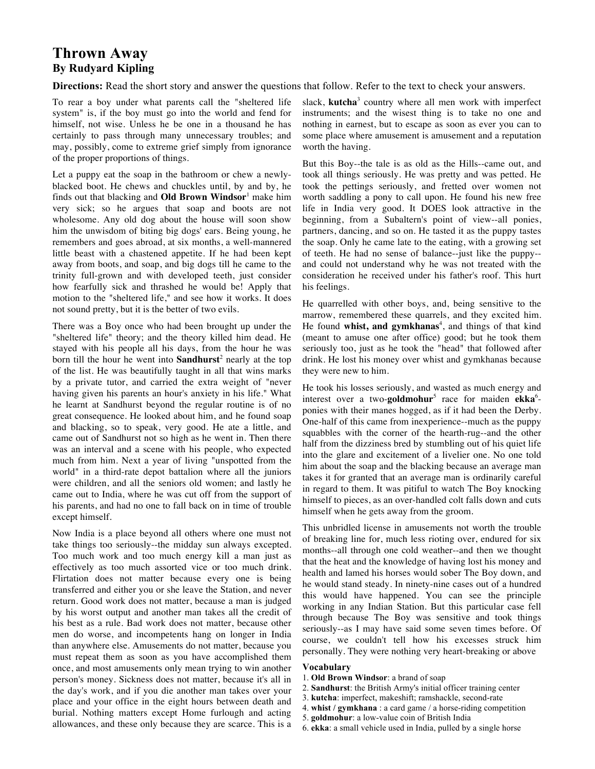# Thrown Away
## By Rudyard Kipling

**Directions:** Read the short story and answer the questions that follow. Refer to the text to check your answers.

To rear a boy under what parents call the "sheltered life system" is, if the boy must go into the world and fend for himself, not wise. Unless he be one in a thousand he has certainly to pass through many unnecessary troubles; and may, possibly, come to extreme grief simply from ignorance of the proper proportions of things.

Let a puppy eat the soap in the bathroom or chew a newly-blacked boot. He chews and chuckles until, by and by, he finds out that blacking and **Old Brown Windsor**[1] make him very sick; so he argues that soap and boots are not wholesome. Any old dog about the house will soon show him the unwisdom of biting big dogs' ears. Being young, he remembers and goes abroad, at six months, a well-mannered little beast with a chastened appetite. If he had been kept away from boots, and soap, and big dogs till he came to the trinity full-grown and with developed teeth, just consider how fearfully sick and thrashed he would be! Apply that motion to the "sheltered life," and see how it works. It does not sound pretty, but it is the better of two evils.

There was a Boy once who had been brought up under the "sheltered life" theory; and the theory killed him dead. He stayed with his people all his days, from the hour he was born till the hour he went into **Sandhurst**[2] nearly at the top of the list. He was beautifully taught in all that wins marks by a private tutor, and carried the extra weight of "never having given his parents an hour's anxiety in his life." What he learnt at Sandhurst beyond the regular routine is of no great consequence. He looked about him, and he found soap and blacking, so to speak, very good. He ate a little, and came out of Sandhurst not so high as he went in. Then there was an interval and a scene with his people, who expected much from him. Next a year of living "unspotted from the world" in a third-rate depot battalion where all the juniors were children, and all the seniors old women; and lastly he came out to India, where he was cut off from the support of his parents, and had no one to fall back on in time of trouble except himself.

Now India is a place beyond all others where one must not take things too seriously--the midday sun always excepted. Too much work and too much energy kill a man just as effectively as too much assorted vice or too much drink. Flirtation does not matter because every one is being transferred and either you or she leave the Station, and never return. Good work does not matter, because a man is judged by his worst output and another man takes all the credit of his best as a rule. Bad work does not matter, because other men do worse, and incompetents hang on longer in India than anywhere else. Amusements do not matter, because you must repeat them as soon as you have accomplished them once, and most amusements only mean trying to win another person's money. Sickness does not matter, because it's all in the day's work, and if you die another man takes over your place and your office in the eight hours between death and burial. Nothing matters except Home furlough and acting allowances, and these only because they are scarce. This is a slack, **kutcha**[3] country where all men work with imperfect instruments; and the wisest thing is to take no one and nothing in earnest, but to escape as soon as ever you can to some place where amusement is amusement and a reputation worth the having.

But this Boy--the tale is as old as the Hills--came out, and took all things seriously. He was pretty and was petted. He took the pettings seriously, and fretted over women not worth saddling a pony to call upon. He found his new free life in India very good. It DOES look attractive in the beginning, from a Subaltern's point of view--all ponies, partners, dancing, and so on. He tasted it as the puppy tastes the soap. Only he came late to the eating, with a growing set of teeth. He had no sense of balance--just like the puppy--and could not understand why he was not treated with the consideration he received under his father's roof. This hurt his feelings.

He quarrelled with other boys, and, being sensitive to the marrow, remembered these quarrels, and they excited him. He found **whist, and gymkhanas**[4], and things of that kind (meant to amuse one after office) good; but he took them seriously too, just as he took the "head" that followed after drink. He lost his money over whist and gymkhanas because they were new to him.

He took his losses seriously, and wasted as much energy and interest over a two-**goldmohur**[5] race for maiden **ekka**[6]-ponies with their manes hogged, as if it had been the Derby. One-half of this came from inexperience--much as the puppy squabbles with the corner of the hearth-rug--and the other half from the dizziness bred by stumbling out of his quiet life into the glare and excitement of a livelier one. No one told him about the soap and the blacking because an average man takes it for granted that an average man is ordinarily careful in regard to them. It was pitiful to watch The Boy knocking himself to pieces, as an over-handled colt falls down and cuts himself when he gets away from the groom.

This unbridled license in amusements not worth the trouble of breaking line for, much less rioting over, endured for six months--all through one cold weather--and then we thought that the heat and the knowledge of having lost his money and health and lamed his horses would sober The Boy down, and he would stand steady. In ninety-nine cases out of a hundred this would have happened. You can see the principle working in any Indian Station. But this particular case fell through because The Boy was sensitive and took things seriously--as I may have said some seven times before. Of course, we couldn't tell how his excesses struck him personally. They were nothing very heart-breaking or above

**Vocabulary**

1. **Old Brown Windsor**: a brand of soap
2. **Sandhurst**: the British Army's initial officer training center
3. **kutcha**: imperfect, makeshift; ramshackle, second-rate
4. **whist / gymkhana** : a card game / a horse-riding competition
5. **goldmohur**: a low-value coin of British India
6. **ekka**: a small vehicle used in India, pulled by a single horse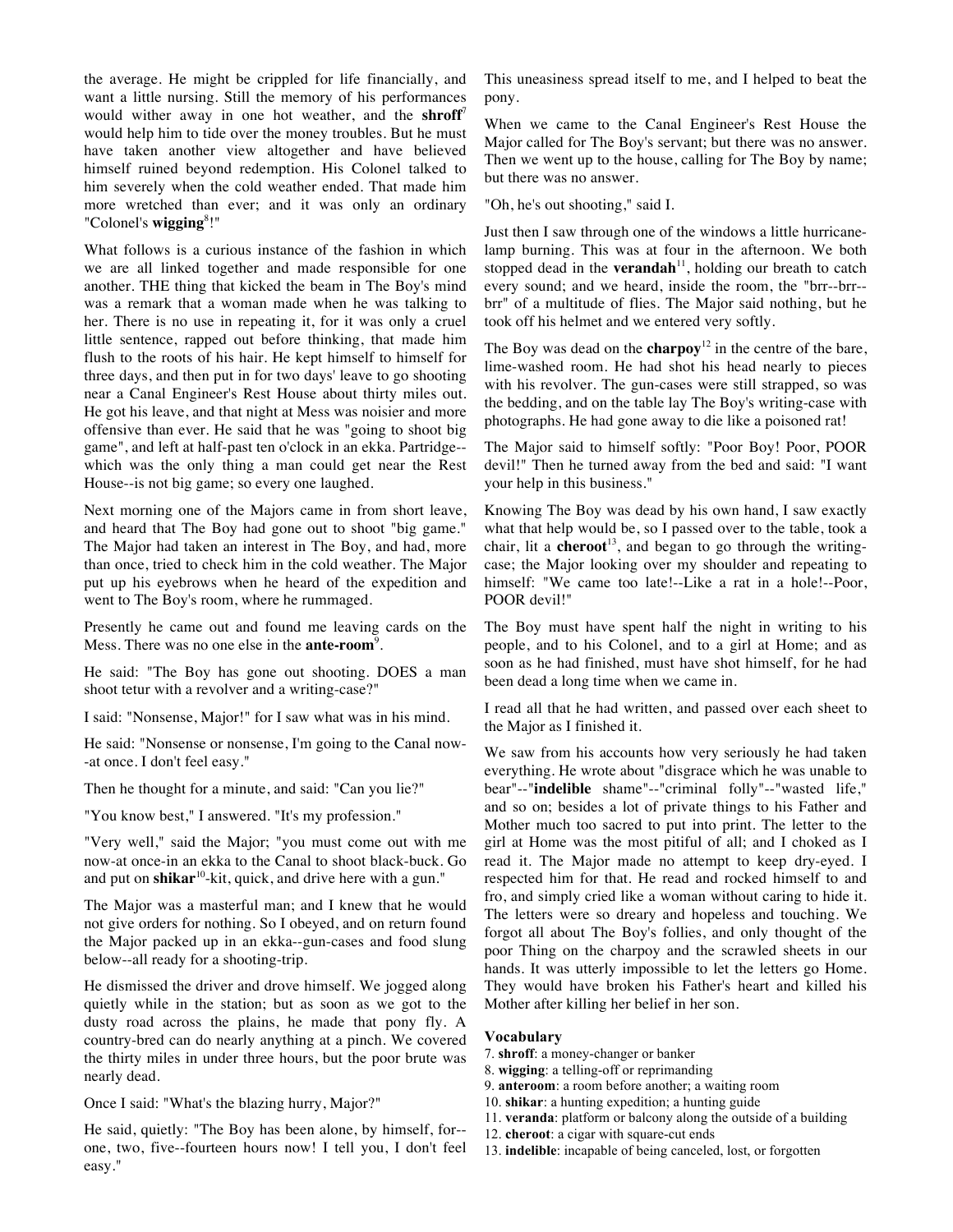the average. He might be crippled for life financially, and want a little nursing. Still the memory of his performances would wither away in one hot weather, and the **shroff**[7] would help him to tide over the money troubles. But he must have taken another view altogether and have believed himself ruined beyond redemption. His Colonel talked to him severely when the cold weather ended. That made him more wretched than ever; and it was only an ordinary "Colonel's **wigging**[8]!"

What follows is a curious instance of the fashion in which we are all linked together and made responsible for one another. THE thing that kicked the beam in The Boy's mind was a remark that a woman made when he was talking to her. There is no use in repeating it, for it was only a cruel little sentence, rapped out before thinking, that made him flush to the roots of his hair. He kept himself to himself for three days, and then put in for two days' leave to go shooting near a Canal Engineer's Rest House about thirty miles out. He got his leave, and that night at Mess was noisier and more offensive than ever. He said that he was "going to shoot big game", and left at half-past ten o'clock in an ekka. Partridge--which was the only thing a man could get near the Rest House--is not big game; so every one laughed.

Next morning one of the Majors came in from short leave, and heard that The Boy had gone out to shoot "big game." The Major had taken an interest in The Boy, and had, more than once, tried to check him in the cold weather. The Major put up his eyebrows when he heard of the expedition and went to The Boy's room, where he rummaged.

Presently he came out and found me leaving cards on the Mess. There was no one else in the **ante-room**[9].

He said: "The Boy has gone out shooting. DOES a man shoot tetur with a revolver and a writing-case?"

I said: "Nonsense, Major!" for I saw what was in his mind.

He said: "Nonsense or nonsense, I'm going to the Canal now--at once. I don't feel easy."

Then he thought for a minute, and said: "Can you lie?"

"You know best," I answered. "It's my profession."

"Very well," said the Major; "you must come out with me now-at once-in an ekka to the Canal to shoot black-buck. Go and put on **shikar**[10]-kit, quick, and drive here with a gun."

The Major was a masterful man; and I knew that he would not give orders for nothing. So I obeyed, and on return found the Major packed up in an ekka--gun-cases and food slung below--all ready for a shooting-trip.

He dismissed the driver and drove himself. We jogged along quietly while in the station; but as soon as we got to the dusty road across the plains, he made that pony fly. A country-bred can do nearly anything at a pinch. We covered the thirty miles in under three hours, but the poor brute was nearly dead.

Once I said: "What's the blazing hurry, Major?"

He said, quietly: "The Boy has been alone, by himself, for--one, two, five--fourteen hours now! I tell you, I don't feel easy."

This uneasiness spread itself to me, and I helped to beat the pony.

When we came to the Canal Engineer's Rest House the Major called for The Boy's servant; but there was no answer. Then we went up to the house, calling for The Boy by name; but there was no answer.

"Oh, he's out shooting," said I.

Just then I saw through one of the windows a little hurricane-lamp burning. This was at four in the afternoon. We both stopped dead in the **verandah**[11], holding our breath to catch every sound; and we heard, inside the room, the "brr--brr--brr" of a multitude of flies. The Major said nothing, but he took off his helmet and we entered very softly.

The Boy was dead on the **charpoy**[12] in the centre of the bare, lime-washed room. He had shot his head nearly to pieces with his revolver. The gun-cases were still strapped, so was the bedding, and on the table lay The Boy's writing-case with photographs. He had gone away to die like a poisoned rat!

The Major said to himself softly: "Poor Boy! Poor, POOR devil!" Then he turned away from the bed and said: "I want your help in this business."

Knowing The Boy was dead by his own hand, I saw exactly what that help would be, so I passed over to the table, took a chair, lit a **cheroot**[13], and began to go through the writing-case; the Major looking over my shoulder and repeating to himself: "We came too late!--Like a rat in a hole!--Poor, POOR devil!"

The Boy must have spent half the night in writing to his people, and to his Colonel, and to a girl at Home; and as soon as he had finished, must have shot himself, for he had been dead a long time when we came in.

I read all that he had written, and passed over each sheet to the Major as I finished it.

We saw from his accounts how very seriously he had taken everything. He wrote about "disgrace which he was unable to bear"--"**indelible** shame"--"criminal folly"--"wasted life," and so on; besides a lot of private things to his Father and Mother much too sacred to put into print. The letter to the girl at Home was the most pitiful of all; and I choked as I read it. The Major made no attempt to keep dry-eyed. I respected him for that. He read and rocked himself to and fro, and simply cried like a woman without caring to hide it. The letters were so dreary and hopeless and touching. We forgot all about The Boy's follies, and only thought of the poor Thing on the charpoy and the scrawled sheets in our hands. It was utterly impossible to let the letters go Home. They would have broken his Father's heart and killed his Mother after killing her belief in her son.

#### Vocabulary

7. **shroff**: a money-changer or banker
8. **wigging**: a telling-off or reprimanding
9. **anteroom**: a room before another; a waiting room
10. **shikar**: a hunting expedition; a hunting guide
11. **veranda**: platform or balcony along the outside of a building
12. **cheroot**: a cigar with square-cut ends
13. **indelible**: incapable of being canceled, lost, or forgotten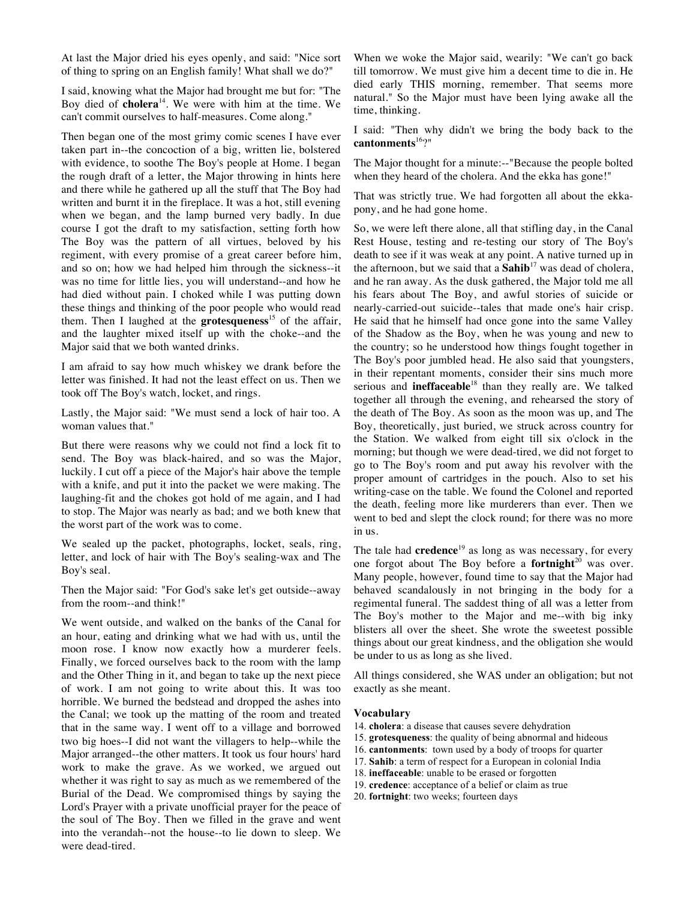At last the Major dried his eyes openly, and said: "Nice sort of thing to spring on an English family! What shall we do?"

I said, knowing what the Major had brought me but for: "The Boy died of **cholera**[14]. We were with him at the time. We can't commit ourselves to half-measures. Come along."

Then began one of the most grimy comic scenes I have ever taken part in--the concoction of a big, written lie, bolstered with evidence, to soothe The Boy's people at Home. I began the rough draft of a letter, the Major throwing in hints here and there while he gathered up all the stuff that The Boy had written and burnt it in the fireplace. It was a hot, still evening when we began, and the lamp burned very badly. In due course I got the draft to my satisfaction, setting forth how The Boy was the pattern of all virtues, beloved by his regiment, with every promise of a great career before him, and so on; how we had helped him through the sickness--it was no time for little lies, you will understand--and how he had died without pain. I choked while I was putting down these things and thinking of the poor people who would read them. Then I laughed at the **grotesqueness**[15] of the affair, and the laughter mixed itself up with the choke--and the Major said that we both wanted drinks.

I am afraid to say how much whiskey we drank before the letter was finished. It had not the least effect on us. Then we took off The Boy's watch, locket, and rings.

Lastly, the Major said: "We must send a lock of hair too. A woman values that."

But there were reasons why we could not find a lock fit to send. The Boy was black-haired, and so was the Major, luckily. I cut off a piece of the Major's hair above the temple with a knife, and put it into the packet we were making. The laughing-fit and the chokes got hold of me again, and I had to stop. The Major was nearly as bad; and we both knew that the worst part of the work was to come.

We sealed up the packet, photographs, locket, seals, ring, letter, and lock of hair with The Boy's sealing-wax and The Boy's seal.

Then the Major said: "For God's sake let's get outside--away from the room--and think!"

We went outside, and walked on the banks of the Canal for an hour, eating and drinking what we had with us, until the moon rose. I know now exactly how a murderer feels. Finally, we forced ourselves back to the room with the lamp and the Other Thing in it, and began to take up the next piece of work. I am not going to write about this. It was too horrible. We burned the bedstead and dropped the ashes into the Canal; we took up the matting of the room and treated that in the same way. I went off to a village and borrowed two big hoes--I did not want the villagers to help--while the Major arranged--the other matters. It took us four hours' hard work to make the grave. As we worked, we argued out whether it was right to say as much as we remembered of the Burial of the Dead. We compromised things by saying the Lord's Prayer with a private unofficial prayer for the peace of the soul of The Boy. Then we filled in the grave and went into the verandah--not the house--to lie down to sleep. We were dead-tired.

When we woke the Major said, wearily: "We can't go back till tomorrow. We must give him a decent time to die in. He died early THIS morning, remember. That seems more natural." So the Major must have been lying awake all the time, thinking.

I said: "Then why didn't we bring the body back to the **cantonments**[16]?"

The Major thought for a minute:--"Because the people bolted when they heard of the cholera. And the ekka has gone!"

That was strictly true. We had forgotten all about the ekka-pony, and he had gone home.

So, we were left there alone, all that stifling day, in the Canal Rest House, testing and re-testing our story of The Boy's death to see if it was weak at any point. A native turned up in the afternoon, but we said that a **Sahib**[17] was dead of cholera, and he ran away. As the dusk gathered, the Major told me all his fears about The Boy, and awful stories of suicide or nearly-carried-out suicide--tales that made one's hair crisp. He said that he himself had once gone into the same Valley of the Shadow as the Boy, when he was young and new to the country; so he understood how things fought together in The Boy's poor jumbled head. He also said that youngsters, in their repentant moments, consider their sins much more serious and **ineffaceable**[18] than they really are. We talked together all through the evening, and rehearsed the story of the death of The Boy. As soon as the moon was up, and The Boy, theoretically, just buried, we struck across country for the Station. We walked from eight till six o'clock in the morning; but though we were dead-tired, we did not forget to go to The Boy's room and put away his revolver with the proper amount of cartridges in the pouch. Also to set his writing-case on the table. We found the Colonel and reported the death, feeling more like murderers than ever. Then we went to bed and slept the clock round; for there was no more in us.

The tale had **credence**[19] as long as was necessary, for every one forgot about The Boy before a **fortnight**[20] was over. Many people, however, found time to say that the Major had behaved scandalously in not bringing in the body for a regimental funeral. The saddest thing of all was a letter from The Boy's mother to the Major and me--with big inky blisters all over the sheet. She wrote the sweetest possible things about our great kindness, and the obligation she would be under to us as long as she lived.

All things considered, she WAS under an obligation; but not exactly as she meant.

**Vocabulary**

14. **cholera**: a disease that causes severe dehydration
15. **grotesqueness**: the quality of being abnormal and hideous
16. **cantonments**: town used by a body of troops for quarter
17. **Sahib**: a term of respect for a European in colonial India
18. **ineffaceable**: unable to be erased or forgotten
19. **credence**: acceptance of a belief or claim as true
20. **fortnight**: two weeks; fourteen days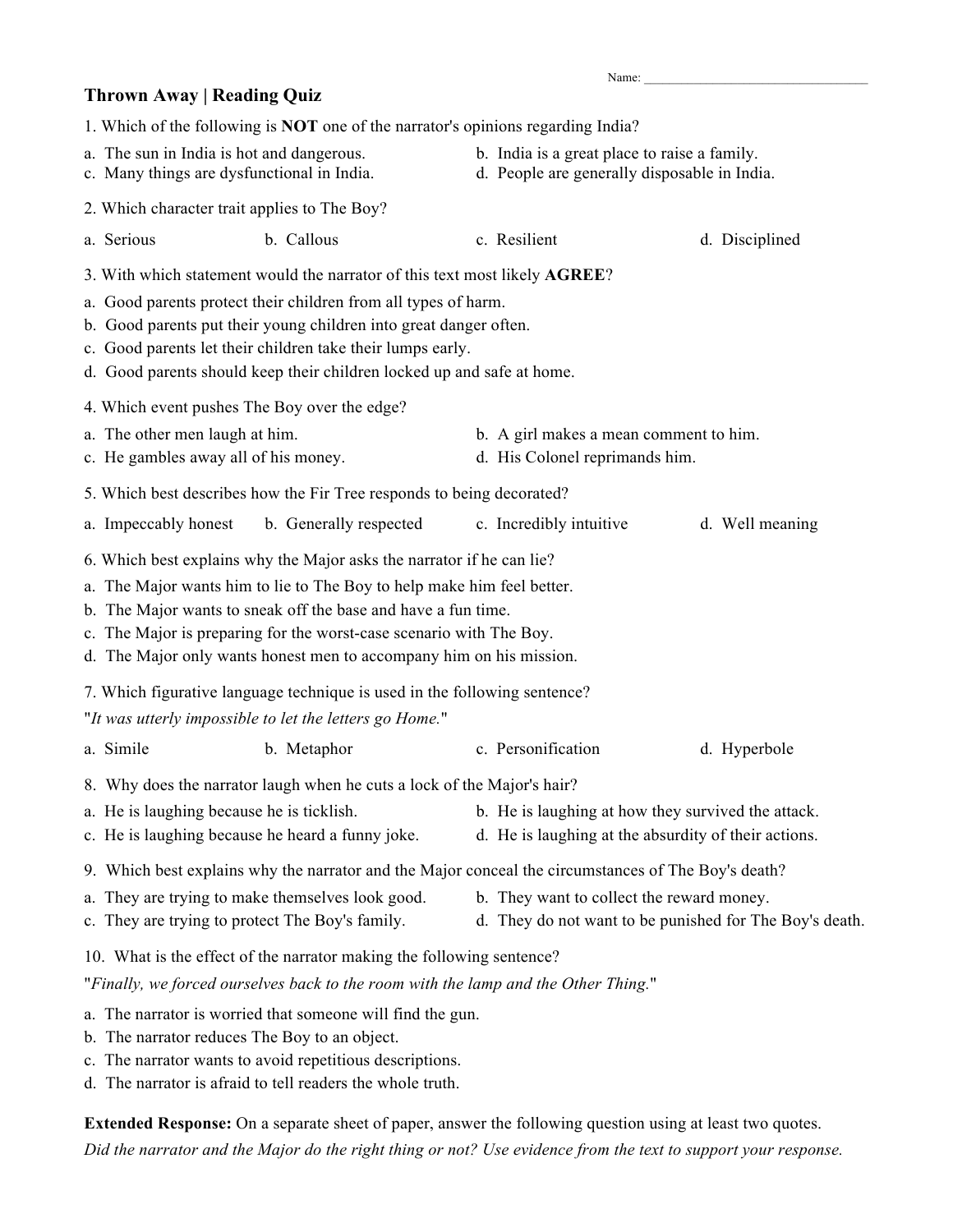Name: ___________________________________

# Thrown Away | Reading Quiz

1. Which of the following is **NOT** one of the narrator's opinions regarding India?

a. The sun in India is hot and dangerous.
b. India is a great place to raise a family.
c. Many things are dysfunctional in India.
d. People are generally disposable in India.

2. Which character trait applies to The Boy?

a. Serious
b. Callous
c. Resilient
d. Disciplined

3. With which statement would the narrator of this text most likely **AGREE**?

a. Good parents protect their children from all types of harm.
b. Good parents put their young children into great danger often.
c. Good parents let their children take their lumps early.
d. Good parents should keep their children locked up and safe at home.

4. Which event pushes The Boy over the edge?

a. The other men laugh at him.
b. A girl makes a mean comment to him.
c. He gambles away all of his money.
d. His Colonel reprimands him.

5. Which best describes how the Fir Tree responds to being decorated?

a. Impeccably honest
b. Generally respected
c. Incredibly intuitive
d. Well meaning

6. Which best explains why the Major asks the narrator if he can lie?

a. The Major wants him to lie to The Boy to help make him feel better.
b. The Major wants to sneak off the base and have a fun time.
c. The Major is preparing for the worst-case scenario with The Boy.
d. The Major only wants honest men to accompany him on his mission.

7. Which figurative language technique is used in the following sentence?

"*It was utterly impossible to let the letters go Home.*"

a. Simile
b. Metaphor
c. Personification
d. Hyperbole

8. Why does the narrator laugh when he cuts a lock of the Major's hair?

a. He is laughing because he is ticklish.
b. He is laughing at how they survived the attack.
c. He is laughing because he heard a funny joke.
d. He is laughing at the absurdity of their actions.

9. Which best explains why the narrator and the Major conceal the circumstances of The Boy's death?

a. They are trying to make themselves look good.
b. They want to collect the reward money.
c. They are trying to protect The Boy's family.
d. They do not want to be punished for The Boy's death.

10. What is the effect of the narrator making the following sentence?

"*Finally, we forced ourselves back to the room with the lamp and the Other Thing.*"

a. The narrator is worried that someone will find the gun.
b. The narrator reduces The Boy to an object.
c. The narrator wants to avoid repetitious descriptions.
d. The narrator is afraid to tell readers the whole truth.

**Extended Response:** On a separate sheet of paper, answer the following question using at least two quotes.
*Did the narrator and the Major do the right thing or not? Use evidence from the text to support your response.*